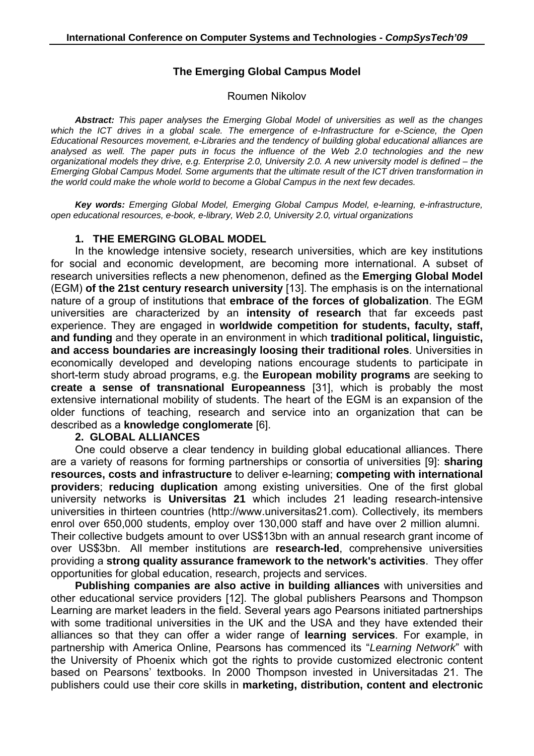# The Emerging Global Campus Model

Roumen Nikolov

***Abstract:*** *This paper analyses the Emerging Global Model of universities as well as the changes which the ICT drives in a global scale. The emergence of e-Infrastructure for e-Science, the Open Educational Resources movement, e-Libraries and the tendency of building global educational alliances are analysed as well. The paper puts in focus the influence of the Web 2.0 technologies and the new organizational models they drive, e.g. Enterprise 2.0, University 2.0. A new university model is defined – the Emerging Global Campus Model. Some arguments that the ultimate result of the ICT driven transformation in the world could make the whole world to become a Global Campus in the next few decades.*

***Key words:*** *Emerging Global Model, Emerging Global Campus Model, e-learning, e-infrastructure, open educational resources, e-book, e-library, Web 2.0, University 2.0, virtual organizations*

## 1. THE EMERGING GLOBAL MODEL

In the knowledge intensive society, research universities, which are key institutions for social and economic development, are becoming more international. A subset of research universities reflects a new phenomenon, defined as the **Emerging Global Model** (EGM) **of the 21st century research university** [13]. The emphasis is on the international nature of a group of institutions that **embrace of the forces of globalization**. The EGM universities are characterized by an **intensity of research** that far exceeds past experience. They are engaged in **worldwide competition for students, faculty, staff, and funding** and they operate in an environment in which **traditional political, linguistic, and access boundaries are increasingly loosing their traditional roles**. Universities in economically developed and developing nations encourage students to participate in short-term study abroad programs, e.g. the **European mobility programs** are seeking to **create a sense of transnational Europeanness** [31], which is probably the most extensive international mobility of students. The heart of the EGM is an expansion of the older functions of teaching, research and service into an organization that can be described as a **knowledge conglomerate** [6].

## 2. GLOBAL ALLIANCES

One could observe a clear tendency in building global educational alliances. There are a variety of reasons for forming partnerships or consortia of universities [9]: **sharing resources, costs and infrastructure** to deliver e-learning; **competing with international providers**; **reducing duplication** among existing universities. One of the first global university networks is **Universitas 21** which includes 21 leading research-intensive universities in thirteen countries (http://www.universitas21.com). Collectively, its members enrol over 650,000 students, employ over 130,000 staff and have over 2 million alumni. Their collective budgets amount to over US$13bn with an annual research grant income of over US$3bn. All member institutions are **research-led**, comprehensive universities providing a **strong quality assurance framework to the network's activities**. They offer opportunities for global education, research, projects and services.

**Publishing companies are also active in building alliances** with universities and other educational service providers [12]. The global publishers Pearsons and Thompson Learning are market leaders in the field. Several years ago Pearsons initiated partnerships with some traditional universities in the UK and the USA and they have extended their alliances so that they can offer a wider range of **learning services**. For example, in partnership with America Online, Pearsons has commenced its "*Learning Network*" with the University of Phoenix which got the rights to provide customized electronic content based on Pearsons' textbooks. In 2000 Thompson invested in Universitadas 21. The publishers could use their core skills in **marketing, distribution, content and electronic**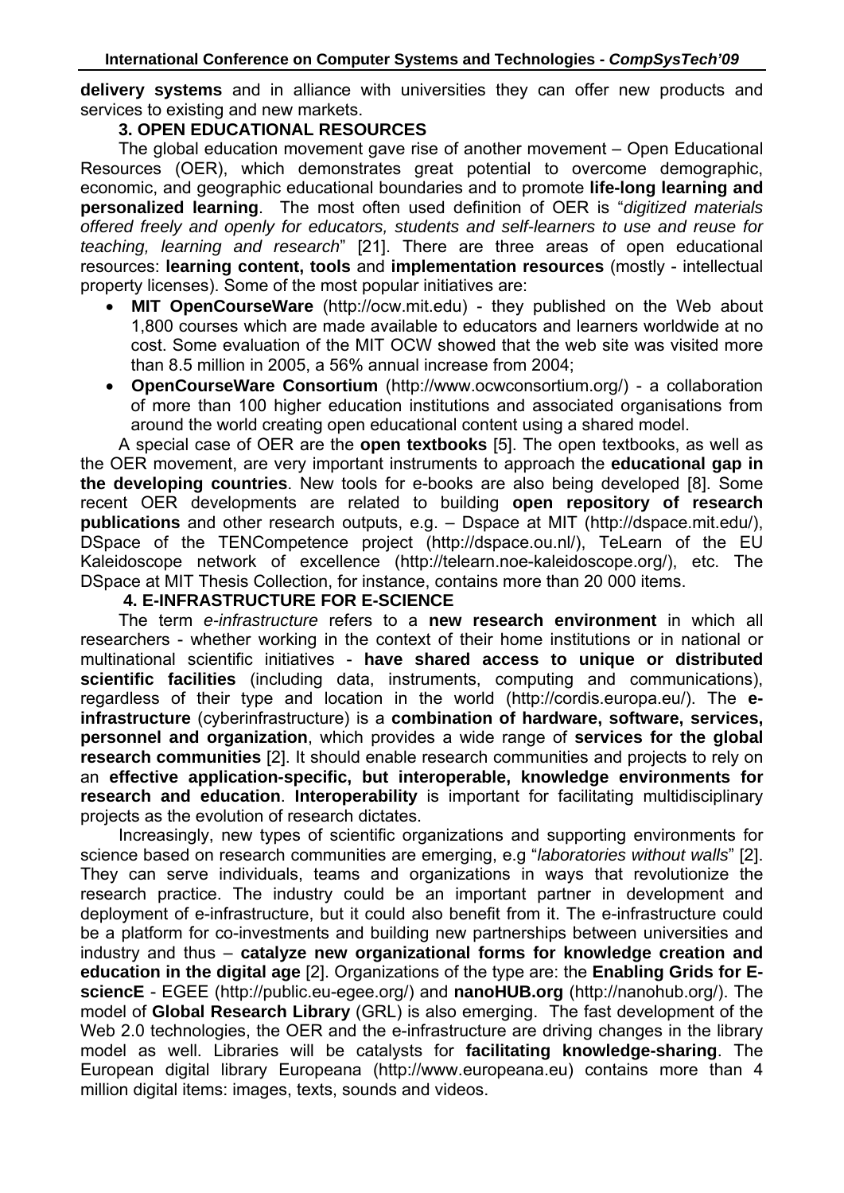**delivery systems** and in alliance with universities they can offer new products and services to existing and new markets.

## 3. OPEN EDUCATIONAL RESOURCES

The global education movement gave rise of another movement – Open Educational Resources (OER), which demonstrates great potential to overcome demographic, economic, and geographic educational boundaries and to promote **life-long learning and personalized learning**. The most often used definition of OER is "*digitized materials offered freely and openly for educators, students and self-learners to use and reuse for teaching, learning and research*" [21]. There are three areas of open educational resources: **learning content, tools** and **implementation resources** (mostly - intellectual property licenses). Some of the most popular initiatives are:

- **MIT OpenCourseWare** (http://ocw.mit.edu) - they published on the Web about 1,800 courses which are made available to educators and learners worldwide at no cost. Some evaluation of the MIT OCW showed that the web site was visited more than 8.5 million in 2005, a 56% annual increase from 2004;
- **OpenCourseWare Consortium** (http://www.ocwconsortium.org/) - a collaboration of more than 100 higher education institutions and associated organisations from around the world creating open educational content using a shared model.

A special case of OER are the **open textbooks** [5]. The open textbooks, as well as the OER movement, are very important instruments to approach the **educational gap in the developing countries**. New tools for e-books are also being developed [8]. Some recent OER developments are related to building **open repository of research publications** and other research outputs, e.g. – Dspace at MIT (http://dspace.mit.edu/), DSpace of the TENCompetence project (http://dspace.ou.nl/), TeLearn of the EU Kaleidoscope network of excellence (http://telearn.noe-kaleidoscope.org/), etc. The DSpace at MIT Thesis Collection, for instance, contains more than 20 000 items.

## 4. E-INFRASTRUCTURE FOR E-SCIENCE

The term *e-infrastructure* refers to a **new research environment** in which all researchers - whether working in the context of their home institutions or in national or multinational scientific initiatives - **have shared access to unique or distributed scientific facilities** (including data, instruments, computing and communications), regardless of their type and location in the world (http://cordis.europa.eu/). The **e-infrastructure** (cyberinfrastructure) is a **combination of hardware, software, services, personnel and organization**, which provides a wide range of **services for the global research communities** [2]. It should enable research communities and projects to rely on an **effective application-specific, but interoperable, knowledge environments for research and education**. **Interoperability** is important for facilitating multidisciplinary projects as the evolution of research dictates.

Increasingly, new types of scientific organizations and supporting environments for science based on research communities are emerging, e.g "*laboratories without walls*" [2]. They can serve individuals, teams and organizations in ways that revolutionize the research practice. The industry could be an important partner in development and deployment of e-infrastructure, but it could also benefit from it. The e-infrastructure could be a platform for co-investments and building new partnerships between universities and industry and thus – **catalyze new organizational forms for knowledge creation and education in the digital age** [2]. Organizations of the type are: the **Enabling Grids for E-sciencE** - EGEE (http://public.eu-egee.org/) and **nanoHUB.org** (http://nanohub.org/). The model of **Global Research Library** (GRL) is also emerging. The fast development of the Web 2.0 technologies, the OER and the e-infrastructure are driving changes in the library model as well. Libraries will be catalysts for **facilitating knowledge-sharing**. The European digital library Europeana (http://www.europeana.eu) contains more than 4 million digital items: images, texts, sounds and videos.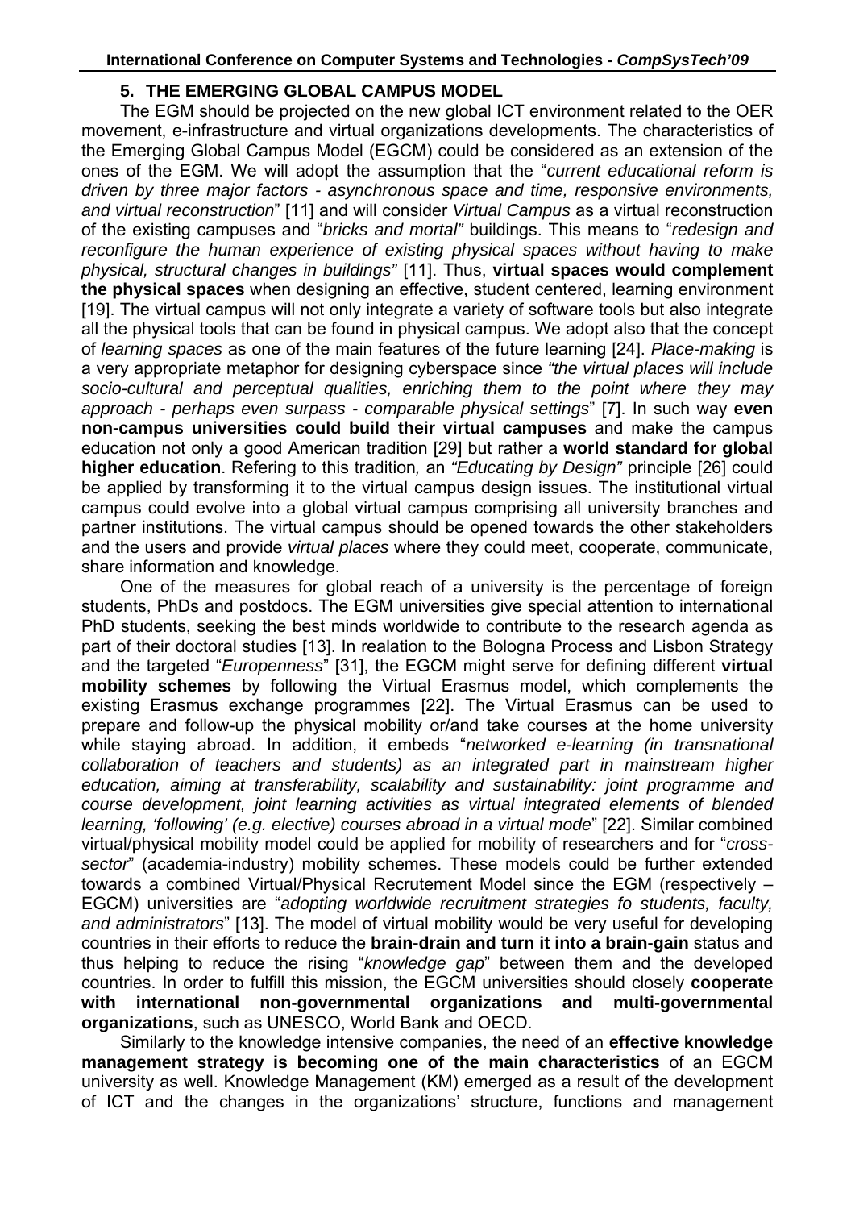## 5. THE EMERGING GLOBAL CAMPUS MODEL

The EGM should be projected on the new global ICT environment related to the OER movement, e-infrastructure and virtual organizations developments. The characteristics of the Emerging Global Campus Model (EGCM) could be considered as an extension of the ones of the EGM. We will adopt the assumption that the "*current educational reform is driven by three major factors - asynchronous space and time, responsive environments, and virtual reconstruction*" [11] and will consider *Virtual Campus* as a virtual reconstruction of the existing campuses and "*bricks and mortal"* buildings. This means to "*redesign and reconfigure the human experience of existing physical spaces without having to make physical, structural changes in buildings"* [11]. Thus, **virtual spaces would complement the physical spaces** when designing an effective, student centered, learning environment [19]. The virtual campus will not only integrate a variety of software tools but also integrate all the physical tools that can be found in physical campus. We adopt also that the concept of *learning spaces* as one of the main features of the future learning [24]. *Place-making* is a very appropriate metaphor for designing cyberspace since *"the virtual places will include socio-cultural and perceptual qualities, enriching them to the point where they may approach - perhaps even surpass - comparable physical settings*" [7]. In such way **even non-campus universities could build their virtual campuses** and make the campus education not only a good American tradition [29] but rather a **world standard for global higher education**. Refering to this tradition*,* an *"Educating by Design"* principle [26] could be applied by transforming it to the virtual campus design issues. The institutional virtual campus could evolve into a global virtual campus comprising all university branches and partner institutions. The virtual campus should be opened towards the other stakeholders and the users and provide *virtual places* where they could meet, cooperate, communicate, share information and knowledge.

One of the measures for global reach of a university is the percentage of foreign students, PhDs and postdocs. The EGM universities give special attention to international PhD students, seeking the best minds worldwide to contribute to the research agenda as part of their doctoral studies [13]. In realation to the Bologna Process and Lisbon Strategy and the targeted "*Europenness*" [31], the EGCM might serve for defining different **virtual mobility schemes** by following the Virtual Erasmus model, which complements the existing Erasmus exchange programmes [22]. The Virtual Erasmus can be used to prepare and follow-up the physical mobility or/and take courses at the home university while staying abroad. In addition, it embeds "*networked e-learning (in transnational collaboration of teachers and students) as an integrated part in mainstream higher education, aiming at transferability, scalability and sustainability: joint programme and course development, joint learning activities as virtual integrated elements of blended learning, 'following' (e.g. elective) courses abroad in a virtual mode*" [22]. Similar combined virtual/physical mobility model could be applied for mobility of researchers and for "*cross-sector*" (academia-industry) mobility schemes. These models could be further extended towards a combined Virtual/Physical Recrutement Model since the EGM (respectively – EGCM) universities are "*adopting worldwide recruitment strategies fo students, faculty, and administrators*" [13]. The model of virtual mobility would be very useful for developing countries in their efforts to reduce the **brain-drain and turn it into a brain-gain** status and thus helping to reduce the rising "*knowledge gap*" between them and the developed countries. In order to fulfill this mission, the EGCM universities should closely **cooperate with international non-governmental organizations and multi-governmental organizations**, such as UNESCO, World Bank and OECD.

Similarly to the knowledge intensive companies, the need of an **effective knowledge management strategy is becoming one of the main characteristics** of an EGCM university as well. Knowledge Management (KM) emerged as a result of the development of ICT and the changes in the organizations' structure, functions and management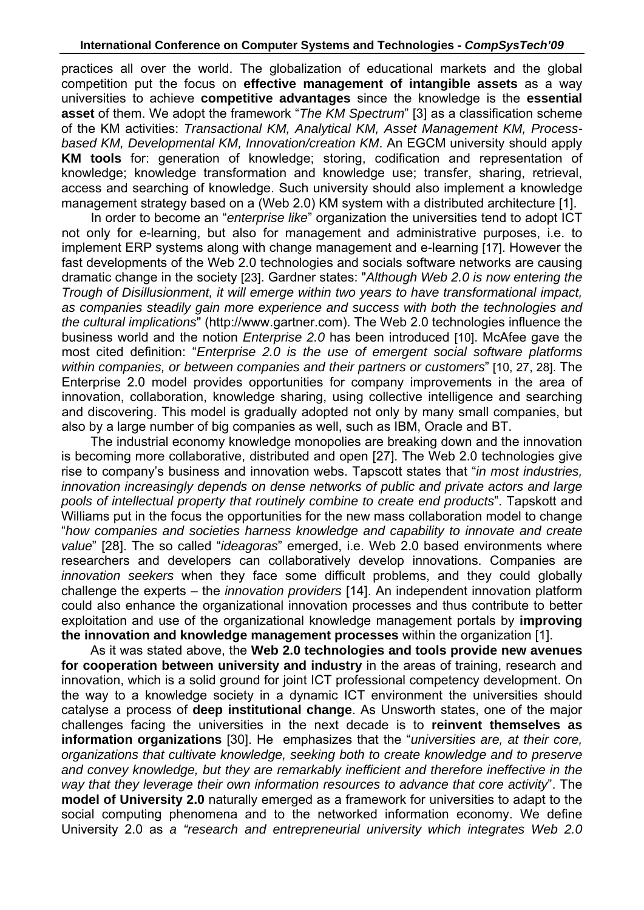practices all over the world. The globalization of educational markets and the global competition put the focus on **effective management of intangible assets** as a way universities to achieve **competitive advantages** since the knowledge is the **essential asset** of them. We adopt the framework "*The KM Spectrum*" [3] as a classification scheme of the KM activities: *Transactional KM, Analytical KM, Asset Management KM, Process-based KM, Developmental KM, Innovation/creation KM*. An EGCM university should apply **KM tools** for: generation of knowledge; storing, codification and representation of knowledge; knowledge transformation and knowledge use; transfer, sharing, retrieval, access and searching of knowledge. Such university should also implement a knowledge management strategy based on a (Web 2.0) KM system with a distributed architecture [1].

In order to become an "*enterprise like*" organization the universities tend to adopt ICT not only for e-learning, but also for management and administrative purposes, i.e. to implement ERP systems along with change management and e-learning [17]. However the fast developments of the Web 2.0 technologies and socials software networks are causing dramatic change in the society [23]. Gardner states: "*Although Web 2.0 is now entering the Trough of Disillusionment, it will emerge within two years to have transformational impact, as companies steadily gain more experience and success with both the technologies and the cultural implications*" (http://www.gartner.com). The Web 2.0 technologies influence the business world and the notion *Enterprise 2.0* has been introduced [10]. McAfee gave the most cited definition: "*Enterprise 2.0 is the use of emergent social software platforms within companies, or between companies and their partners or customers*" [10, 27, 28]. The Enterprise 2.0 model provides opportunities for company improvements in the area of innovation, collaboration, knowledge sharing, using collective intelligence and searching and discovering. This model is gradually adopted not only by many small companies, but also by a large number of big companies as well, such as IBM, Oracle and BT.

The industrial economy knowledge monopolies are breaking down and the innovation is becoming more collaborative, distributed and open [27]. The Web 2.0 technologies give rise to company's business and innovation webs. Tapscott states that "*in most industries, innovation increasingly depends on dense networks of public and private actors and large pools of intellectual property that routinely combine to create end products*". Tapskott and Williams put in the focus the opportunities for the new mass collaboration model to change "*how companies and societies harness knowledge and capability to innovate and create value*" [28]. The so called "*ideagoras*" emerged, i.e. Web 2.0 based environments where researchers and developers can collaboratively develop innovations. Companies are *innovation seekers* when they face some difficult problems, and they could globally challenge the experts – the *innovation providers* [14]. An independent innovation platform could also enhance the organizational innovation processes and thus contribute to better exploitation and use of the organizational knowledge management portals by **improving the innovation and knowledge management processes** within the organization [1].

As it was stated above, the **Web 2.0 technologies and tools provide new avenues for cooperation between university and industry** in the areas of training, research and innovation, which is a solid ground for joint ICT professional competency development. On the way to a knowledge society in a dynamic ICT environment the universities should catalyse a process of **deep institutional change**. As Unsworth states, one of the major challenges facing the universities in the next decade is to **reinvent themselves as information organizations** [30]. He emphasizes that the "*universities are, at their core, organizations that cultivate knowledge, seeking both to create knowledge and to preserve and convey knowledge, but they are remarkably inefficient and therefore ineffective in the way that they leverage their own information resources to advance that core activity*". The **model of University 2.0** naturally emerged as a framework for universities to adapt to the social computing phenomena and to the networked information economy. We define University 2.0 as *a "research and entrepreneurial university which integrates Web 2.0*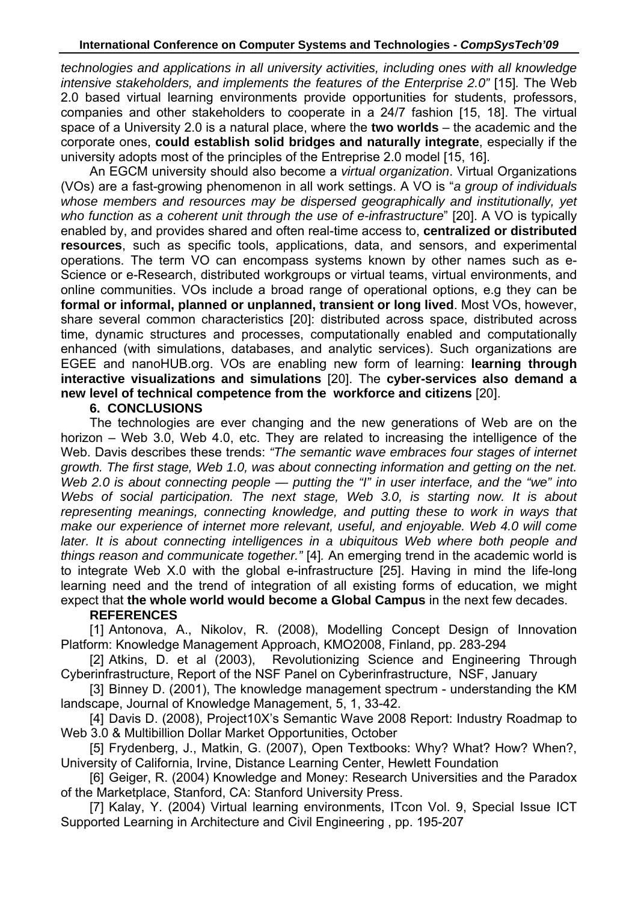*technologies and applications in all university activities, including ones with all knowledge intensive stakeholders, and implements the features of the Enterprise 2.0"* [15]. The Web 2.0 based virtual learning environments provide opportunities for students, professors, companies and other stakeholders to cooperate in a 24/7 fashion [15, 18]. The virtual space of a University 2.0 is a natural place, where the **two worlds** – the academic and the corporate ones, **could establish solid bridges and naturally integrate**, especially if the university adopts most of the principles of the Entreprise 2.0 model [15, 16].

An EGCM university should also become a *virtual organization*. Virtual Organizations (VOs) are a fast-growing phenomenon in all work settings. A VO is "*a group of individuals whose members and resources may be dispersed geographically and institutionally, yet who function as a coherent unit through the use of e-infrastructure*" [20]. A VO is typically enabled by, and provides shared and often real-time access to, **centralized or distributed resources**, such as specific tools, applications, data, and sensors, and experimental operations. The term VO can encompass systems known by other names such as e-Science or e-Research, distributed workgroups or virtual teams, virtual environments, and online communities. VOs include a broad range of operational options, e.g they can be **formal or informal, planned or unplanned, transient or long lived**. Most VOs, however, share several common characteristics [20]: distributed across space, distributed across time, dynamic structures and processes, computationally enabled and computationally enhanced (with simulations, databases, and analytic services). Such organizations are EGEE and nanoHUB.org. VOs are enabling new form of learning: **learning through interactive visualizations and simulations** [20]. The **cyber-services also demand a new level of technical competence from the workforce and citizens** [20].

## 6. CONCLUSIONS

The technologies are ever changing and the new generations of Web are on the horizon – Web 3.0, Web 4.0, etc. They are related to increasing the intelligence of the Web. Davis describes these trends: *"The semantic wave embraces four stages of internet growth. The first stage, Web 1.0, was about connecting information and getting on the net. Web 2.0 is about connecting people — putting the "I" in user interface, and the "we" into Webs of social participation. The next stage, Web 3.0, is starting now. It is about representing meanings, connecting knowledge, and putting these to work in ways that make our experience of internet more relevant, useful, and enjoyable. Web 4.0 will come later. It is about connecting intelligences in a ubiquitous Web where both people and things reason and communicate together."* [4]. An emerging trend in the academic world is to integrate Web X.0 with the global e-infrastructure [25]. Having in mind the life-long learning need and the trend of integration of all existing forms of education, we might expect that **the whole world would become a Global Campus** in the next few decades.

## REFERENCES

[1] Antonova, A., Nikolov, R. (2008), Modelling Concept Design of Innovation Platform: Knowledge Management Approach, KMO2008, Finland, pp. 283-294

[2] Atkins, D. et al (2003), Revolutionizing Science and Engineering Through Cyberinfrastructure, Report of the NSF Panel on Cyberinfrastructure, NSF, January

[3] Binney D. (2001), The knowledge management spectrum - understanding the KM landscape, Journal of Knowledge Management, 5, 1, 33-42.

[4] Davis D. (2008), Project10X's Semantic Wave 2008 Report: Industry Roadmap to Web 3.0 & Multibillion Dollar Market Opportunities, October

[5] Frydenberg, J., Matkin, G. (2007), Open Textbooks: Why? What? How? When?, University of California, Irvine, Distance Learning Center, Hewlett Foundation

[6] Geiger, R. (2004) Knowledge and Money: Research Universities and the Paradox of the Marketplace, Stanford, CA: Stanford University Press.

[7] Kalay, Y. (2004) Virtual learning environments, ITcon Vol. 9, Special Issue ICT Supported Learning in Architecture and Civil Engineering , pp. 195-207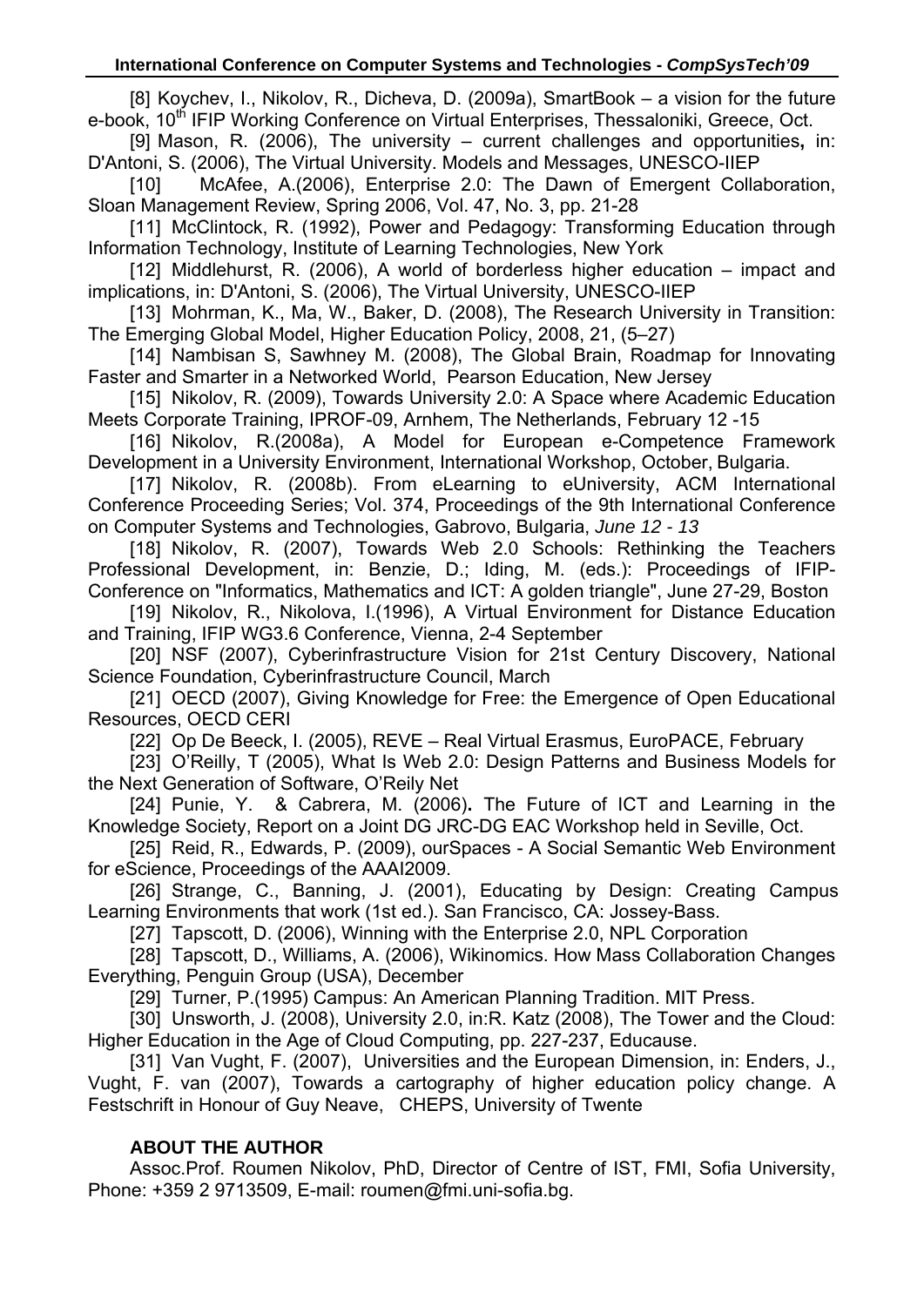[8] Koychev, I., Nikolov, R., Dicheva, D. (2009a), SmartBook – a vision for the future e-book, 10th IFIP Working Conference on Virtual Enterprises, Thessaloniki, Greece, Oct.

[9] Mason, R. (2006), The university – current challenges and opportunities**,** in: D'Antoni, S. (2006), The Virtual University. Models and Messages, UNESCO-IIEP

[10] McAfee, A.(2006), Enterprise 2.0: The Dawn of Emergent Collaboration, Sloan Management Review, Spring 2006, Vol. 47, No. 3, pp. 21-28

[11] McClintock, R. (1992), Power and Pedagogy: Transforming Education through Information Technology, Institute of Learning Technologies, New York

[12] Middlehurst, R. (2006), A world of borderless higher education – impact and implications, in: D'Antoni, S. (2006), The Virtual University, UNESCO-IIEP

[13] Mohrman, K., Ma, W., Baker, D. (2008), The Research University in Transition: The Emerging Global Model, Higher Education Policy, 2008, 21, (5–27)

[14] Nambisan S, Sawhney M. (2008), The Global Brain, Roadmap for Innovating Faster and Smarter in a Networked World, Pearson Education, New Jersey

[15] Nikolov, R. (2009), Towards University 2.0: A Space where Academic Education Meets Corporate Training, IPROF-09, Arnhem, The Netherlands, February 12 -15

[16] Nikolov, R.(2008a), A Model for European e-Competence Framework Development in a University Environment, International Workshop, October, Bulgaria.

[17] Nikolov, R. (2008b). From eLearning to eUniversity, ACM International Conference Proceeding Series; Vol. 374, Proceedings of the 9th International Conference on Computer Systems and Technologies, Gabrovo, Bulgaria, *June 12 - 13*

[18] Nikolov, R. (2007), Towards Web 2.0 Schools: Rethinking the Teachers Professional Development, in: Benzie, D.; Iding, M. (eds.): Proceedings of IFIP-Conference on "Informatics, Mathematics and ICT: A golden triangle", June 27-29, Boston

[19] Nikolov, R., Nikolova, I.(1996), A Virtual Environment for Distance Education and Training, IFIP WG3.6 Conference, Vienna, 2-4 September

[20] NSF (2007), Cyberinfrastructure Vision for 21st Century Discovery, National Science Foundation, Cyberinfrastructure Council, March

[21] OECD (2007), Giving Knowledge for Free: the Emergence of Open Educational Resources, OECD CERI

[22] Op De Beeck, I. (2005), REVE – Real Virtual Erasmus, EuroPACE, February

[23] O'Reilly, T (2005), What Is Web 2.0: Design Patterns and Business Models for the Next Generation of Software, O'Reily Net

[24] Punie, Y. & Cabrera, M. (2006)**.** The Future of ICT and Learning in the Knowledge Society, Report on a Joint DG JRC-DG EAC Workshop held in Seville, Oct.

[25] Reid, R., Edwards, P. (2009), ourSpaces - A Social Semantic Web Environment for eScience, Proceedings of the AAAI2009.

[26] Strange, C., Banning, J. (2001), Educating by Design: Creating Campus Learning Environments that work (1st ed.). San Francisco, CA: Jossey-Bass.

[27] Tapscott, D. (2006), Winning with the Enterprise 2.0, NPL Corporation

[28] Tapscott, D., Williams, A. (2006), Wikinomics. How Mass Collaboration Changes Everything, Penguin Group (USA), December

[29] Turner, P.(1995) Campus: An American Planning Tradition. MIT Press.

[30] Unsworth, J. (2008), University 2.0, in:R. Katz (2008), The Tower and the Cloud: Higher Education in the Age of Cloud Computing, pp. 227-237, Educause.

[31] Van Vught, F. (2007), Universities and the European Dimension, in: Enders, J., Vught, F. van (2007), Towards a cartography of higher education policy change. A Festschrift in Honour of Guy Neave, CHEPS, University of Twente

### ABOUT THE AUTHOR

Assoc.Prof. Roumen Nikolov, PhD, Director of Centre of IST, FMI, Sofia University, Phone: +359 2 9713509, E-mail: roumen@fmi.uni-sofia.bg.